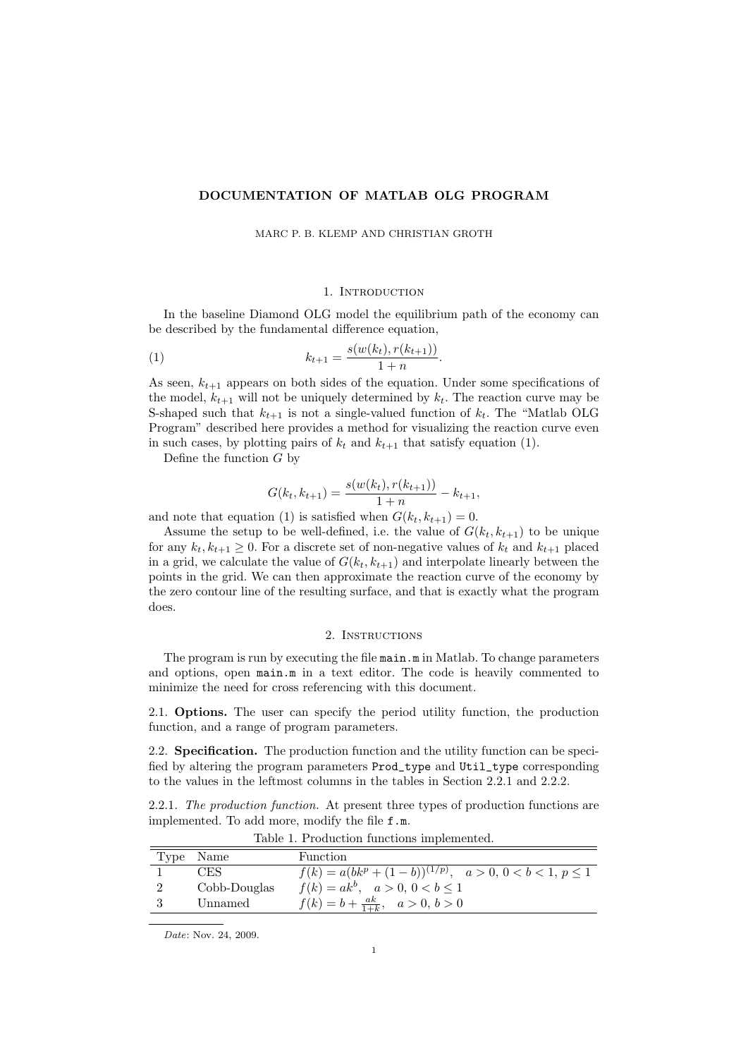# DOCUMENTATION OF MATLAB OLG PROGRAM

MARC P. B. KLEMP AND CHRISTIAN GROTH

## 1. Introduction

In the baseline Diamond OLG model the equilibrium path of the economy can be described by the fundamental difference equation,

$$k_{t+1} = \frac{s(w(k_t), r(k_{t+1}))}{1+n}. \tag{1}$$

As seen, $k_{t+1}$ appears on both sides of the equation. Under some specifications of the model, $k_{t+1}$ will not be uniquely determined by $k_t$. The reaction curve may be S-shaped such that $k_{t+1}$ is not a single-valued function of $k_t$. The "Matlab OLG Program" described here provides a method for visualizing the reaction curve even in such cases, by plotting pairs of $k_t$ and $k_{t+1}$ that satisfy equation (1).

Define the function $G$ by

$$G(k_t, k_{t+1}) = \frac{s(w(k_t), r(k_{t+1}))}{1+n} - k_{t+1},$$

and note that equation (1) is satisfied when $G(k_t, k_{t+1}) = 0$.

Assume the setup to be well-defined, i.e. the value of $G(k_t, k_{t+1})$ to be unique for any $k_t, k_{t+1} \geq 0$. For a discrete set of non-negative values of $k_t$ and $k_{t+1}$ placed in a grid, we calculate the value of $G(k_t, k_{t+1})$ and interpolate linearly between the points in the grid. We can then approximate the reaction curve of the economy by the zero contour line of the resulting surface, and that is exactly what the program does.

## 2. Instructions

The program is run by executing the file `main.m` in Matlab. To change parameters and options, open `main.m` in a text editor. The code is heavily commented to minimize the need for cross referencing with this document.

2.1. **Options.** The user can specify the period utility function, the production function, and a range of program parameters.

2.2. **Specification.** The production function and the utility function can be specified by altering the program parameters `Prod_type` and `Util_type` corresponding to the values in the leftmost columns in the tables in Section 2.2.1 and 2.2.2.

2.2.1. *The production function.* At present three types of production functions are implemented. To add more, modify the file `f.m`.

Table 1. Production functions implemented.

| Type | Name | Function |
|---|---|---|
| 1 | CES | $f(k) = a(bk^p + (1-b))^{(1/p)}, \quad a > 0,\ 0 < b < 1,\ p \leq 1$ |
| 2 | Cobb-Douglas | $f(k) = ak^b, \quad a > 0,\ 0 < b \leq 1$ |
| 3 | Unnamed | $f(k) = b + \frac{ak}{1+k}, \quad a > 0,\ b > 0$ |

*Date*: Nov. 24, 2009.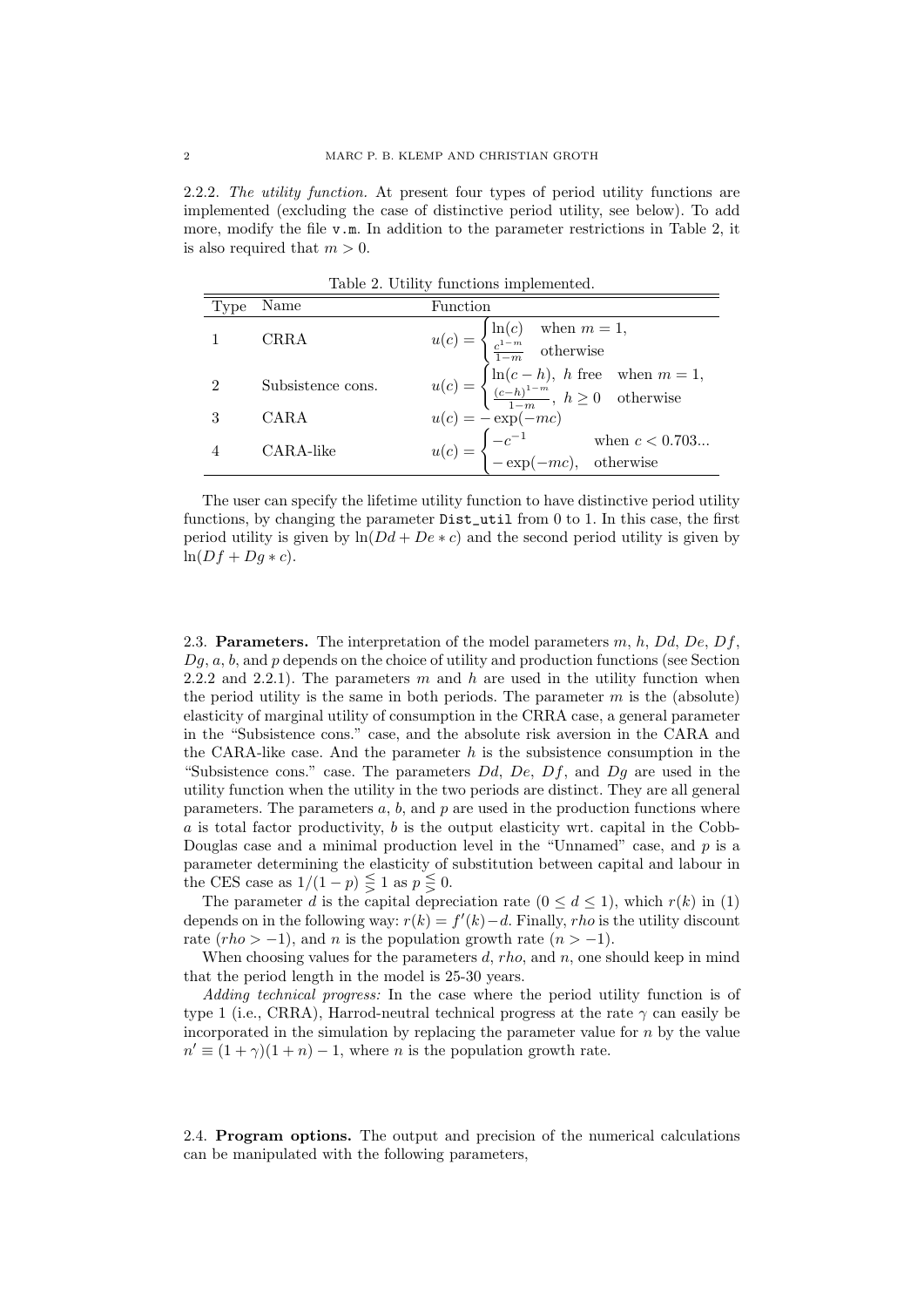2.2.2. *The utility function.* At present four types of period utility functions are implemented (excluding the case of distinctive period utility, see below). To add more, modify the file `v.m`. In addition to the parameter restrictions in Table 2, it is also required that $m > 0$.

Table 2. Utility functions implemented.

| Type | Name | Function |
|---|---|---|
| 1 | CRRA | $u(c) = \begin{cases} \ln(c) & \text{when } m = 1, \\ \frac{c^{1-m}}{1-m} & \text{otherwise} \end{cases}$ |
| 2 | Subsistence cons. | $u(c) = \begin{cases} \ln(c-h), \ h \text{ free} & \text{when } m = 1, \\ \frac{(c-h)^{1-m}}{1-m}, \ h \geq 0 & \text{otherwise} \end{cases}$ |
| 3 | CARA | $u(c) = -\exp(-mc)$ |
| 4 | CARA-like | $u(c) = \begin{cases} -c^{-1} & \text{when } c < 0.703... \\ -\exp(-mc), & \text{otherwise} \end{cases}$ |

The user can specify the lifetime utility function to have distinctive period utility functions, by changing the parameter `Dist_util` from 0 to 1. In this case, the first period utility is given by $\ln(Dd + De * c)$ and the second period utility is given by $\ln(Df + Dg * c)$.

2.3. **Parameters.** The interpretation of the model parameters $m$, $h$, $Dd$, $De$, $Df$, $Dg$, $a$, $b$, and $p$ depends on the choice of utility and production functions (see Section 2.2.2 and 2.2.1). The parameters $m$ and $h$ are used in the utility function when the period utility is the same in both periods. The parameter $m$ is the (absolute) elasticity of marginal utility of consumption in the CRRA case, a general parameter in the "Subsistence cons." case, and the absolute risk aversion in the CARA and the CARA-like case. And the parameter $h$ is the subsistence consumption in the "Subsistence cons." case. The parameters $Dd$, $De$, $Df$, and $Dg$ are used in the utility function when the utility in the two periods are distinct. They are all general parameters. The parameters $a$, $b$, and $p$ are used in the production functions where $a$ is total factor productivity, $b$ is the output elasticity wrt. capital in the Cobb-Douglas case and a minimal production level in the "Unnamed" case, and $p$ is a parameter determining the elasticity of substitution between capital and labour in the CES case as $1/(1-p) \lesseqgtr 1$ as $p \lesseqgtr 0$.

The parameter $d$ is the capital depreciation rate ($0 \leq d \leq 1$), which $r(k)$ in (1) depends on in the following way: $r(k) = f'(k) - d$. Finally, $rho$ is the utility discount rate ($rho > -1$), and $n$ is the population growth rate ($n > -1$).

When choosing values for the parameters $d$, $rho$, and $n$, one should keep in mind that the period length in the model is 25-30 years.

*Adding technical progress:* In the case where the period utility function is of type 1 (i.e., CRRA), Harrod-neutral technical progress at the rate $\gamma$ can easily be incorporated in the simulation by replacing the parameter value for $n$ by the value $n' \equiv (1+\gamma)(1+n) - 1$, where $n$ is the population growth rate.

2.4. **Program options.** The output and precision of the numerical calculations can be manipulated with the following parameters,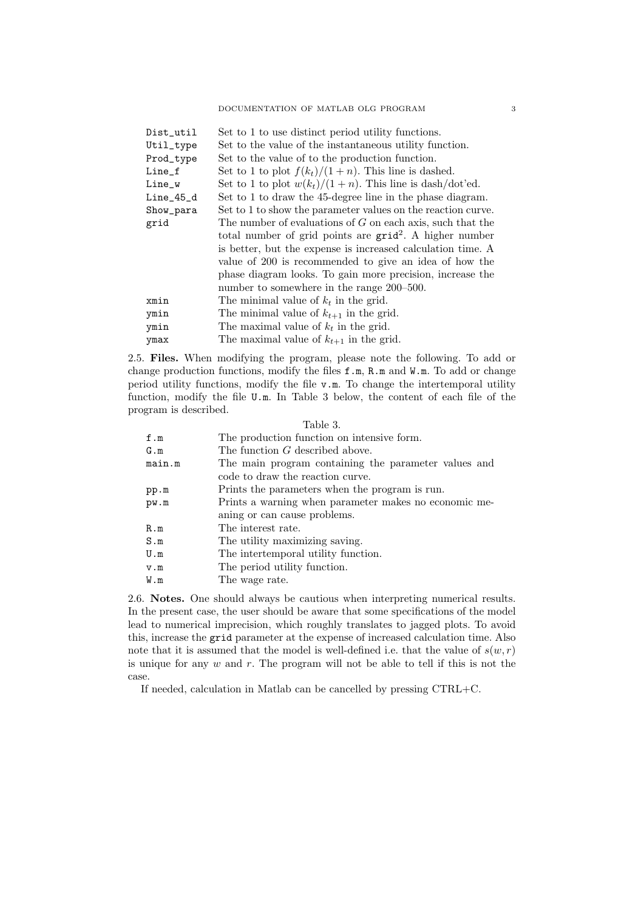| | |
|---|---|
| `Dist_util` | Set to 1 to use distinct period utility functions. |
| `Util_type` | Set to the value of the instantaneous utility function. |
| `Prod_type` | Set to the value of to the production function. |
| `Line_f` | Set to 1 to plot $f(k_t)/(1+n)$. This line is dashed. |
| `Line_w` | Set to 1 to plot $w(k_t)/(1+n)$. This line is dash/dot'ed. |
| `Line_45_d` | Set to 1 to draw the 45-degree line in the phase diagram. |
| `Show_para` | Set to 1 to show the parameter values on the reaction curve. |
| `grid` | The number of evaluations of $G$ on each axis, such that the total number of grid points are `grid`$^2$. A higher number is better, but the expense is increased calculation time. A value of 200 is recommended to give an idea of how the phase diagram looks. To gain more precision, increase the number to somewhere in the range 200–500. |
| `xmin` | The minimal value of $k_t$ in the grid. |
| `ymin` | The minimal value of $k_{t+1}$ in the grid. |
| `ymin` | The maximal value of $k_t$ in the grid. |
| `ymax` | The maximal value of $k_{t+1}$ in the grid. |

2.5. **Files.** When modifying the program, please note the following. To add or change production functions, modify the files `f.m`, `R.m` and `W.m`. To add or change period utility functions, modify the file `v.m`. To change the intertemporal utility function, modify the file `U.m`. In Table 3 below, the content of each file of the program is described.

Table 3.

| | |
|---|---|
| `f.m` | The production function on intensive form. |
| `G.m` | The function $G$ described above. |
| `main.m` | The main program containing the parameter values and code to draw the reaction curve. |
| `pp.m` | Prints the parameters when the program is run. |
| `pw.m` | Prints a warning when parameter makes no economic meaning or can cause problems. |
| `R.m` | The interest rate. |
| `S.m` | The utility maximizing saving. |
| `U.m` | The intertemporal utility function. |
| `v.m` | The period utility function. |
| `W.m` | The wage rate. |

2.6. **Notes.** One should always be cautious when interpreting numerical results. In the present case, the user should be aware that some specifications of the model lead to numerical imprecision, which roughly translates to jagged plots. To avoid this, increase the `grid` parameter at the expense of increased calculation time. Also note that it is assumed that the model is well-defined i.e. that the value of $s(w, r)$ is unique for any $w$ and $r$. The program will not be able to tell if this is not the case.

If needed, calculation in Matlab can be cancelled by pressing CTRL+C.